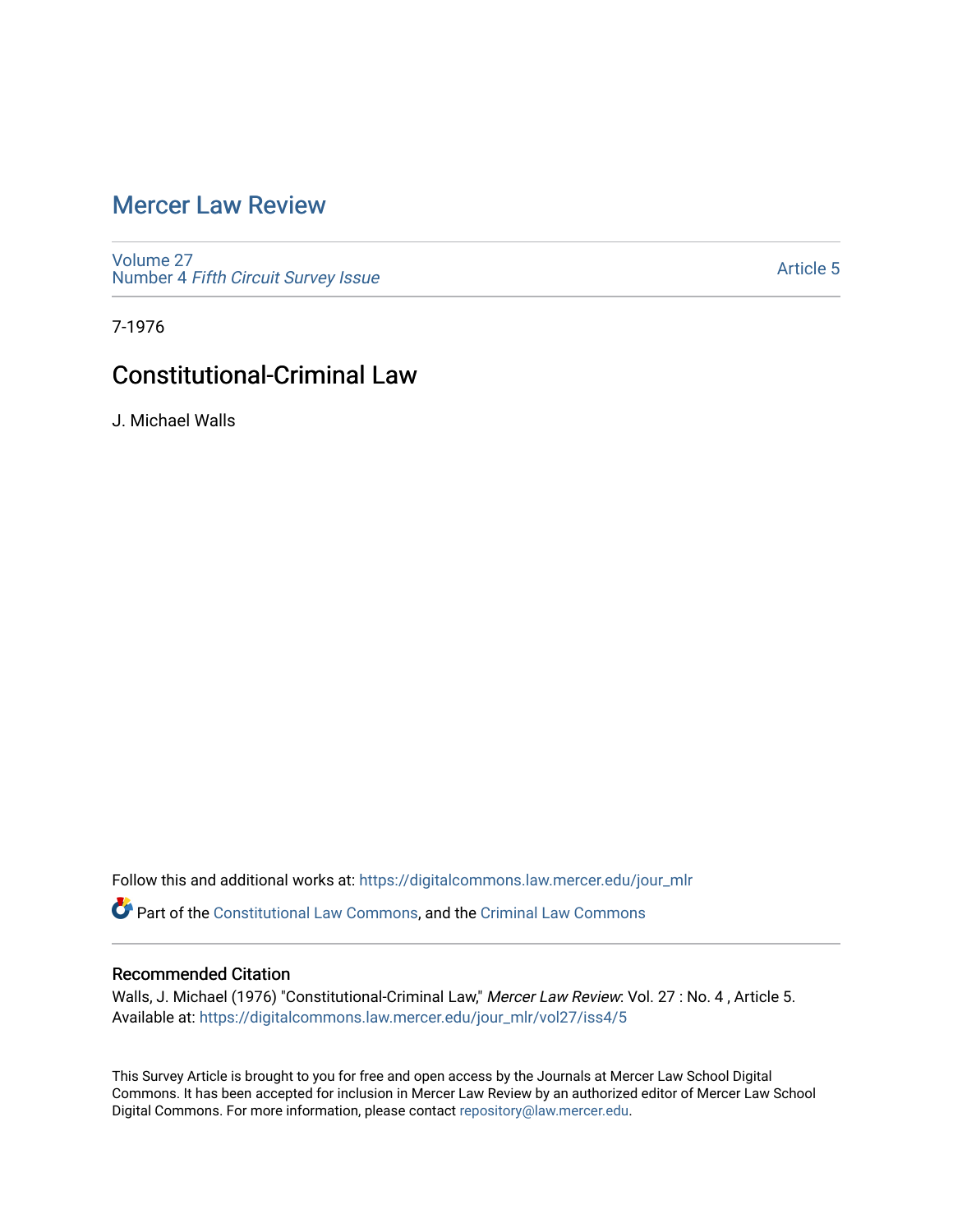# Mercer Law Review

Volume 27
Number 4 *Fifth Circuit Survey Issue*

Article 5

7-1976

## Constitutional-Criminal Law

J. Michael Walls

Follow this and additional works at: https://digitalcommons.law.mercer.edu/jour_mlr

Part of the Constitutional Law Commons, and the Criminal Law Commons

### Recommended Citation

Walls, J. Michael (1976) "Constitutional-Criminal Law," *Mercer Law Review*: Vol. 27 : No. 4 , Article 5.
Available at: https://digitalcommons.law.mercer.edu/jour_mlr/vol27/iss4/5

This Survey Article is brought to you for free and open access by the Journals at Mercer Law School Digital Commons. It has been accepted for inclusion in Mercer Law Review by an authorized editor of Mercer Law School Digital Commons. For more information, please contact repository@law.mercer.edu.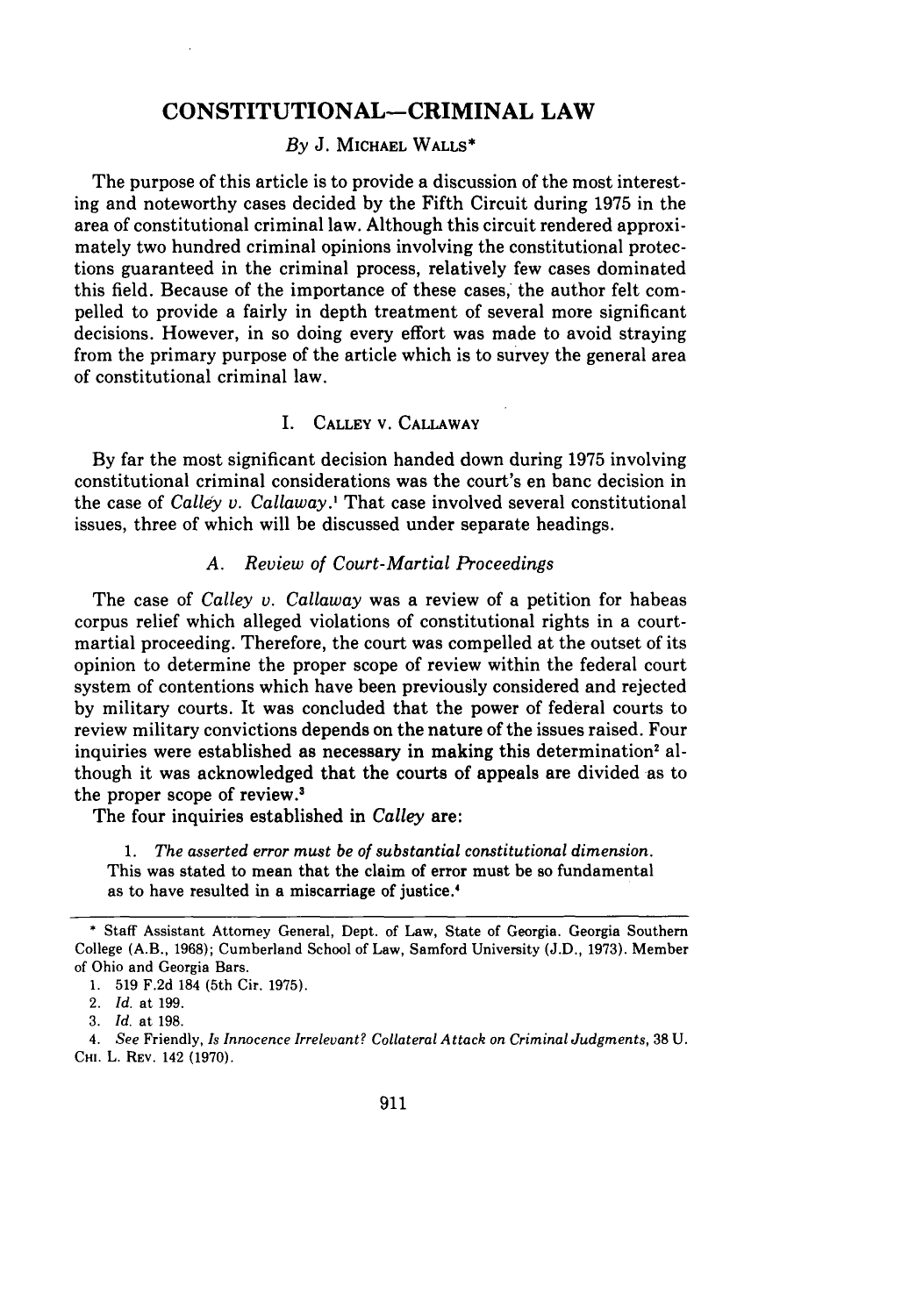# CONSTITUTIONAL—CRIMINAL LAW

*By* J. MICHAEL WALLS*

The purpose of this article is to provide a discussion of the most interesting and noteworthy cases decided by the Fifth Circuit during 1975 in the area of constitutional criminal law. Although this circuit rendered approximately two hundred criminal opinions involving the constitutional protections guaranteed in the criminal process, relatively few cases dominated this field. Because of the importance of these cases, the author felt compelled to provide a fairly in depth treatment of several more significant decisions. However, in so doing every effort was made to avoid straying from the primary purpose of the article which is to survey the general area of constitutional criminal law.

## I. CALLEY V. CALLAWAY

By far the most significant decision handed down during 1975 involving constitutional criminal considerations was the court's en banc decision in the case of *Calley v. Callaway*.[1] That case involved several constitutional issues, three of which will be discussed under separate headings.

### A. *Review of Court-Martial Proceedings*

The case of *Calley v. Callaway* was a review of a petition for habeas corpus relief which alleged violations of constitutional rights in a court-martial proceeding. Therefore, the court was compelled at the outset of its opinion to determine the proper scope of review within the federal court system of contentions which have been previously considered and rejected by military courts. It was concluded that the power of federal courts to review military convictions depends on the nature of the issues raised. Four inquiries were established as necessary in making this determination[2] although it was acknowledged that the courts of appeals are divided as to the proper scope of review.[3]

The four inquiries established in *Calley* are:

1. *The asserted error must be of substantial constitutional dimension.* This was stated to mean that the claim of error must be so fundamental as to have resulted in a miscarriage of justice.[4]

---

\* Staff Assistant Attorney General, Dept. of Law, State of Georgia. Georgia Southern College (A.B., 1968); Cumberland School of Law, Samford University (J.D., 1973). Member of Ohio and Georgia Bars.

1. 519 F.2d 184 (5th Cir. 1975).

2. *Id.* at 199.

3. *Id.* at 198.

4. *See* Friendly, *Is Innocence Irrelevant? Collateral Attack on Criminal Judgments*, 38 U. CHI. L. REV. 142 (1970).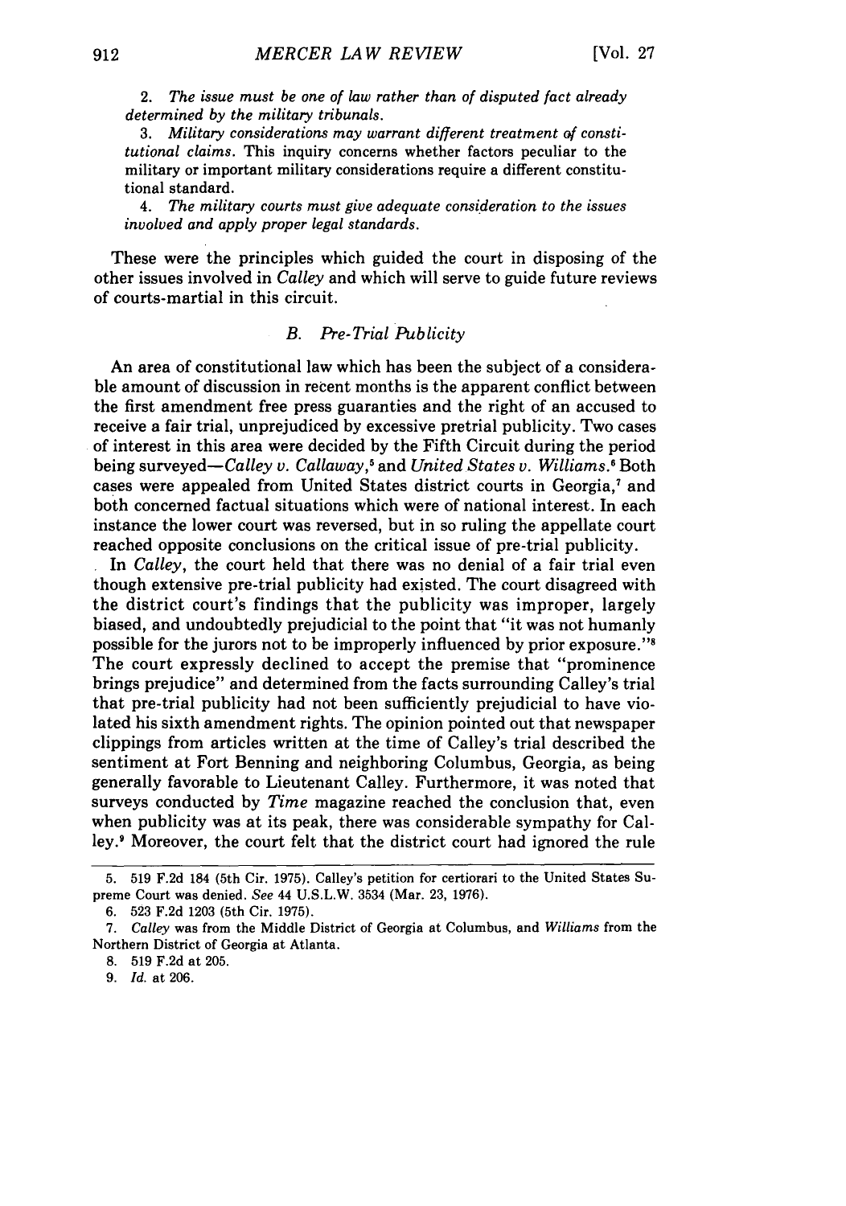2. *The issue must be one of law rather than of disputed fact already determined by the military tribunals.*

3. *Military considerations may warrant different treatment of constitutional claims.* This inquiry concerns whether factors peculiar to the military or important military considerations require a different constitutional standard.

4. *The military courts must give adequate consideration to the issues involved and apply proper legal standards.*

These were the principles which guided the court in disposing of the other issues involved in *Calley* and which will serve to guide future reviews of courts-martial in this circuit.

### *B. Pre-Trial Publicity*

An area of constitutional law which has been the subject of a considerable amount of discussion in recent months is the apparent conflict between the first amendment free press guaranties and the right of an accused to receive a fair trial, unprejudiced by excessive pretrial publicity. Two cases of interest in this area were decided by the Fifth Circuit during the period being surveyed—*Calley v. Callaway*,[5] and *United States v. Williams*.[6] Both cases were appealed from United States district courts in Georgia,[7] and both concerned factual situations which were of national interest. In each instance the lower court was reversed, but in so ruling the appellate court reached opposite conclusions on the critical issue of pre-trial publicity.

In *Calley*, the court held that there was no denial of a fair trial even though extensive pre-trial publicity had existed. The court disagreed with the district court's findings that the publicity was improper, largely biased, and undoubtedly prejudicial to the point that "it was not humanly possible for the jurors not to be improperly influenced by prior exposure."[8] The court expressly declined to accept the premise that "prominence brings prejudice" and determined from the facts surrounding Calley's trial that pre-trial publicity had not been sufficiently prejudicial to have violated his sixth amendment rights. The opinion pointed out that newspaper clippings from articles written at the time of Calley's trial described the sentiment at Fort Benning and neighboring Columbus, Georgia, as being generally favorable to Lieutenant Calley. Furthermore, it was noted that surveys conducted by *Time* magazine reached the conclusion that, even when publicity was at its peak, there was considerable sympathy for Calley.[9] Moreover, the court felt that the district court had ignored the rule

---

5. 519 F.2d 184 (5th Cir. 1975). Calley's petition for certiorari to the United States Supreme Court was denied. *See* 44 U.S.L.W. 3534 (Mar. 23, 1976).

6. 523 F.2d 1203 (5th Cir. 1975).

7. *Calley* was from the Middle District of Georgia at Columbus, and *Williams* from the Northern District of Georgia at Atlanta.

8. 519 F.2d at 205.

9. *Id.* at 206.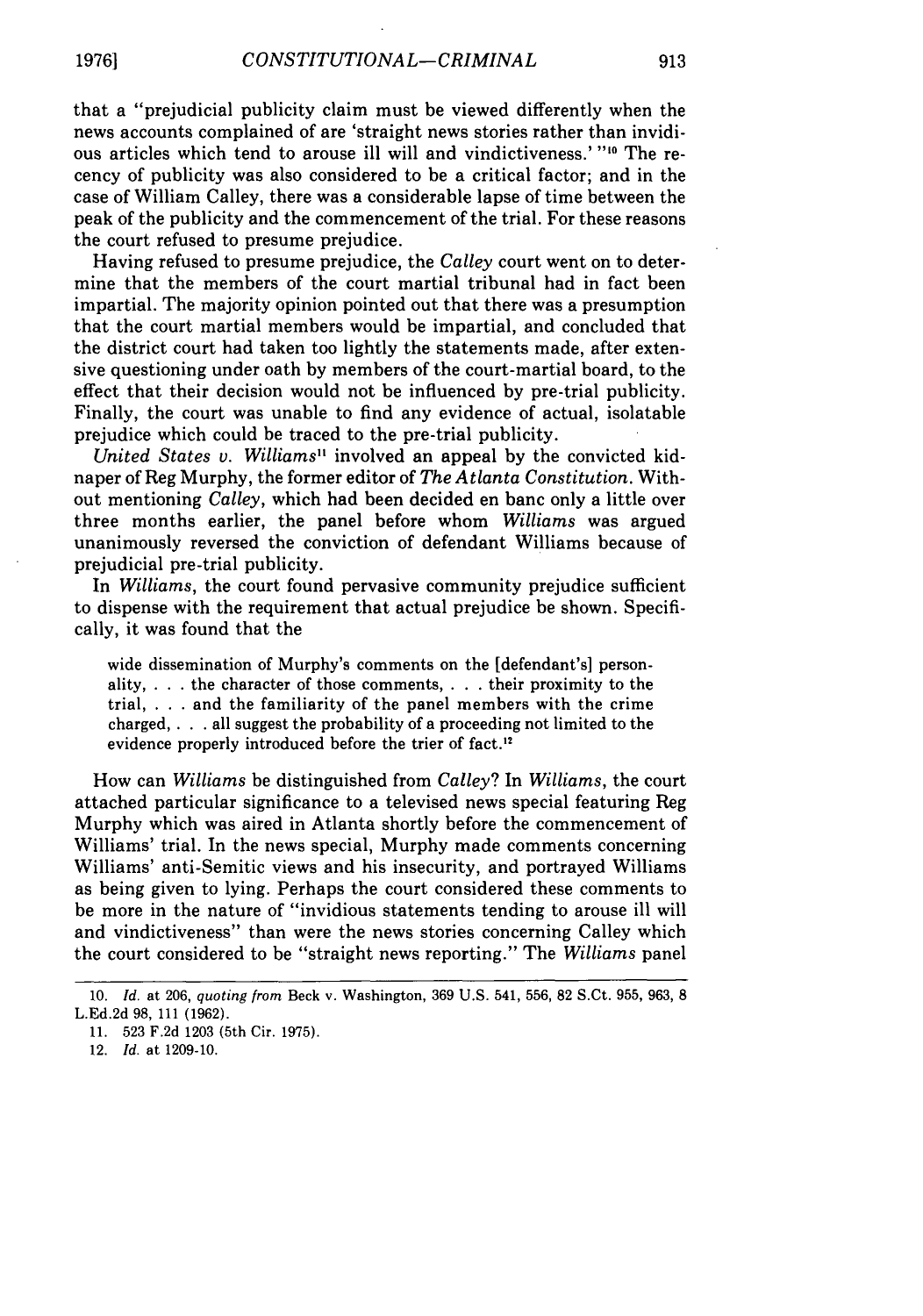that a "prejudicial publicity claim must be viewed differently when the news accounts complained of are 'straight news stories rather than invidious articles which tend to arouse ill will and vindictiveness.' "[10] The recency of publicity was also considered to be a critical factor; and in the case of William Calley, there was a considerable lapse of time between the peak of the publicity and the commencement of the trial. For these reasons the court refused to presume prejudice.

Having refused to presume prejudice, the *Calley* court went on to determine that the members of the court martial tribunal had in fact been impartial. The majority opinion pointed out that there was a presumption that the court martial members would be impartial, and concluded that the district court had taken too lightly the statements made, after extensive questioning under oath by members of the court-martial board, to the effect that their decision would not be influenced by pre-trial publicity. Finally, the court was unable to find any evidence of actual, isolatable prejudice which could be traced to the pre-trial publicity.

*United States v. Williams*[11] involved an appeal by the convicted kidnaper of Reg Murphy, the former editor of *The Atlanta Constitution*. Without mentioning *Calley*, which had been decided en banc only a little over three months earlier, the panel before whom *Williams* was argued unanimously reversed the conviction of defendant Williams because of prejudicial pre-trial publicity.

In *Williams*, the court found pervasive community prejudice sufficient to dispense with the requirement that actual prejudice be shown. Specifically, it was found that the

> wide dissemination of Murphy's comments on the [defendant's] personality, . . . the character of those comments, . . . their proximity to the trial, . . . and the familiarity of the panel members with the crime charged, . . . all suggest the probability of a proceeding not limited to the evidence properly introduced before the trier of fact.[12]

How can *Williams* be distinguished from *Calley*? In *Williams*, the court attached particular significance to a televised news special featuring Reg Murphy which was aired in Atlanta shortly before the commencement of Williams' trial. In the news special, Murphy made comments concerning Williams' anti-Semitic views and his insecurity, and portrayed Williams as being given to lying. Perhaps the court considered these comments to be more in the nature of "invidious statements tending to arouse ill will and vindictiveness" than were the news stories concerning Calley which the court considered to be "straight news reporting." The *Williams* panel

---

10. *Id.* at 206, *quoting from* Beck v. Washington, 369 U.S. 541, 556, 82 S.Ct. 955, 963, 8 L.Ed.2d 98, 111 (1962).

11. 523 F.2d 1203 (5th Cir. 1975).

12. *Id.* at 1209-10.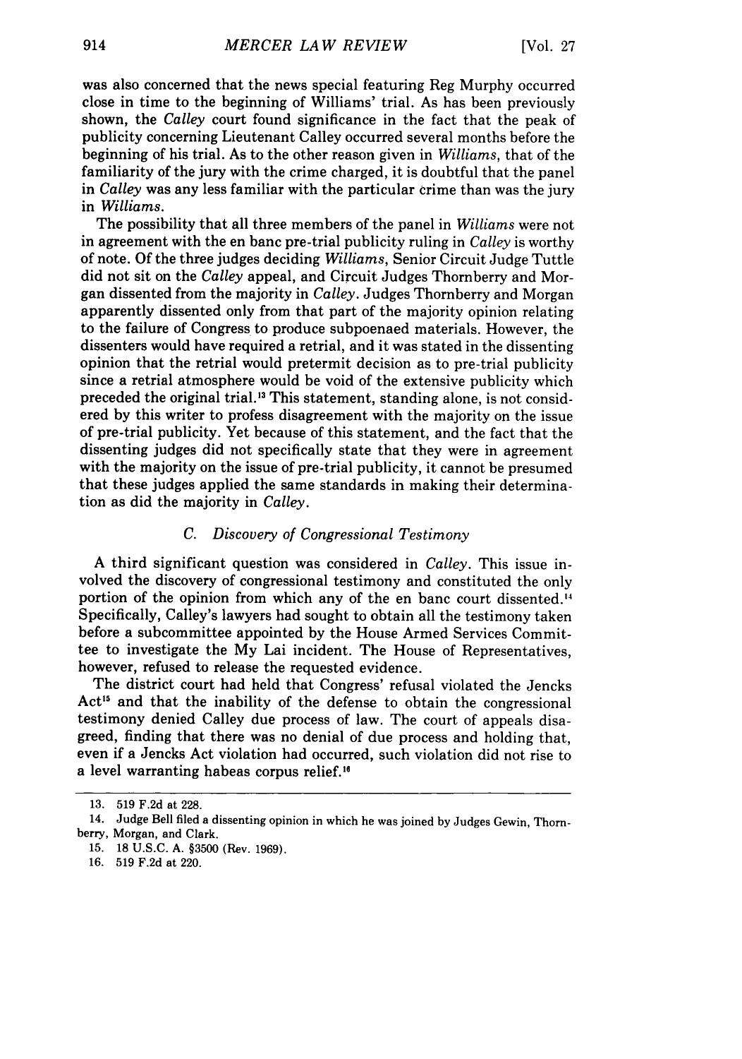was also concerned that the news special featuring Reg Murphy occurred close in time to the beginning of Williams' trial. As has been previously shown, the *Calley* court found significance in the fact that the peak of publicity concerning Lieutenant Calley occurred several months before the beginning of his trial. As to the other reason given in *Williams*, that of the familiarity of the jury with the crime charged, it is doubtful that the panel in *Calley* was any less familiar with the particular crime than was the jury in *Williams*.

The possibility that all three members of the panel in *Williams* were not in agreement with the en banc pre-trial publicity ruling in *Calley* is worthy of note. Of the three judges deciding *Williams*, Senior Circuit Judge Tuttle did not sit on the *Calley* appeal, and Circuit Judges Thornberry and Morgan dissented from the majority in *Calley*. Judges Thornberry and Morgan apparently dissented only from that part of the majority opinion relating to the failure of Congress to produce subpoenaed materials. However, the dissenters would have required a retrial, and it was stated in the dissenting opinion that the retrial would pretermit decision as to pre-trial publicity since a retrial atmosphere would be void of the extensive publicity which preceded the original trial.[13] This statement, standing alone, is not considered by this writer to profess disagreement with the majority on the issue of pre-trial publicity. Yet because of this statement, and the fact that the dissenting judges did not specifically state that they were in agreement with the majority on the issue of pre-trial publicity, it cannot be presumed that these judges applied the same standards in making their determination as did the majority in *Calley*.

### C. *Discovery of Congressional Testimony*

A third significant question was considered in *Calley*. This issue involved the discovery of congressional testimony and constituted the only portion of the opinion from which any of the en banc court dissented.[14] Specifically, Calley's lawyers had sought to obtain all the testimony taken before a subcommittee appointed by the House Armed Services Committee to investigate the My Lai incident. The House of Representatives, however, refused to release the requested evidence.

The district court had held that Congress' refusal violated the Jencks Act[15] and that the inability of the defense to obtain the congressional testimony denied Calley due process of law. The court of appeals disagreed, finding that there was no denial of due process and holding that, even if a Jencks Act violation had occurred, such violation did not rise to a level warranting habeas corpus relief.[16]

---

13. 519 F.2d at 228.

14. Judge Bell filed a dissenting opinion in which he was joined by Judges Gewin, Thornberry, Morgan, and Clark.

15. 18 U.S.C. A. §3500 (Rev. 1969).

16. 519 F.2d at 220.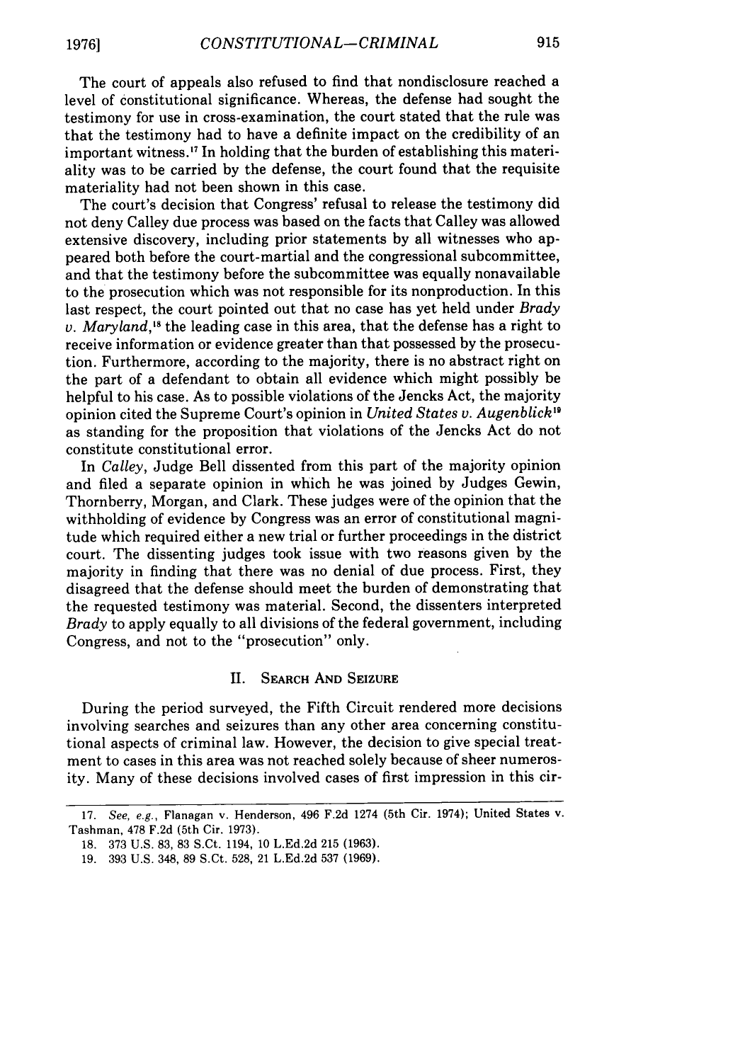The court of appeals also refused to find that nondisclosure reached a level of constitutional significance. Whereas, the defense had sought the testimony for use in cross-examination, the court stated that the rule was that the testimony had to have a definite impact on the credibility of an important witness.[17] In holding that the burden of establishing this materiality was to be carried by the defense, the court found that the requisite materiality had not been shown in this case.

The court's decision that Congress' refusal to release the testimony did not deny Calley due process was based on the facts that Calley was allowed extensive discovery, including prior statements by all witnesses who appeared both before the court-martial and the congressional subcommittee, and that the testimony before the subcommittee was equally nonavailable to the prosecution which was not responsible for its nonproduction. In this last respect, the court pointed out that no case has yet held under *Brady v. Maryland*,[18] the leading case in this area, that the defense has a right to receive information or evidence greater than that possessed by the prosecution. Furthermore, according to the majority, there is no abstract right on the part of a defendant to obtain all evidence which might possibly be helpful to his case. As to possible violations of the Jencks Act, the majority opinion cited the Supreme Court's opinion in *United States v. Augenblick*[19] as standing for the proposition that violations of the Jencks Act do not constitute constitutional error.

In *Calley*, Judge Bell dissented from this part of the majority opinion and filed a separate opinion in which he was joined by Judges Gewin, Thornberry, Morgan, and Clark. These judges were of the opinion that the withholding of evidence by Congress was an error of constitutional magnitude which required either a new trial or further proceedings in the district court. The dissenting judges took issue with two reasons given by the majority in finding that there was no denial of due process. First, they disagreed that the defense should meet the burden of demonstrating that the requested testimony was material. Second, the dissenters interpreted *Brady* to apply equally to all divisions of the federal government, including Congress, and not to the "prosecution" only.

## II. Search And Seizure

During the period surveyed, the Fifth Circuit rendered more decisions involving searches and seizures than any other area concerning constitutional aspects of criminal law. However, the decision to give special treatment to cases in this area was not reached solely because of sheer numerosity. Many of these decisions involved cases of first impression in this cir-

---

17. *See, e.g.*, Flanagan v. Henderson, 496 F.2d 1274 (5th Cir. 1974); United States v. Tashman, 478 F.2d (5th Cir. 1973).

18. 373 U.S. 83, 83 S.Ct. 1194, 10 L.Ed.2d 215 (1963).

19. 393 U.S. 348, 89 S.Ct. 528, 21 L.Ed.2d 537 (1969).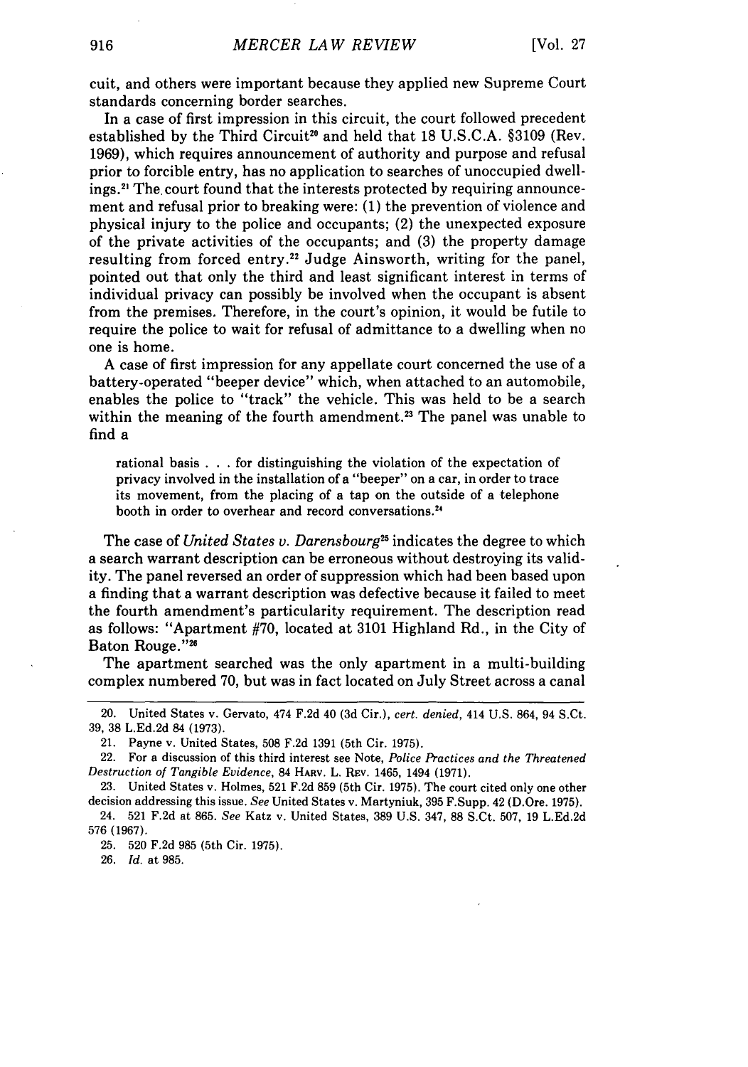cuit, and others were important because they applied new Supreme Court standards concerning border searches.

In a case of first impression in this circuit, the court followed precedent established by the Third Circuit[20] and held that 18 U.S.C.A. §3109 (Rev. 1969), which requires announcement of authority and purpose and refusal prior to forcible entry, has no application to searches of unoccupied dwellings.[21] The court found that the interests protected by requiring announcement and refusal prior to breaking were: (1) the prevention of violence and physical injury to the police and occupants; (2) the unexpected exposure of the private activities of the occupants; and (3) the property damage resulting from forced entry.[22] Judge Ainsworth, writing for the panel, pointed out that only the third and least significant interest in terms of individual privacy can possibly be involved when the occupant is absent from the premises. Therefore, in the court's opinion, it would be futile to require the police to wait for refusal of admittance to a dwelling when no one is home.

A case of first impression for any appellate court concerned the use of a battery-operated "beeper device" which, when attached to an automobile, enables the police to "track" the vehicle. This was held to be a search within the meaning of the fourth amendment.[23] The panel was unable to find a

> rational basis . . . for distinguishing the violation of the expectation of privacy involved in the installation of a "beeper" on a car, in order to trace its movement, from the placing of a tap on the outside of a telephone booth in order to overhear and record conversations.[24]

The case of *United States v. Darensbourg*[25] indicates the degree to which a search warrant description can be erroneous without destroying its validity. The panel reversed an order of suppression which had been based upon a finding that a warrant description was defective because it failed to meet the fourth amendment's particularity requirement. The description read as follows: "Apartment #70, located at 3101 Highland Rd., in the City of Baton Rouge."[26]

The apartment searched was the only apartment in a multi-building complex numbered 70, but was in fact located on July Street across a canal

---

20. United States v. Gervato, 474 F.2d 40 (3d Cir.), *cert. denied*, 414 U.S. 864, 94 S.Ct. 39, 38 L.Ed.2d 84 (1973).

21. Payne v. United States, 508 F.2d 1391 (5th Cir. 1975).

22. For a discussion of this third interest see Note, *Police Practices and the Threatened Destruction of Tangible Evidence*, 84 HARV. L. REV. 1465, 1494 (1971).

23. United States v. Holmes, 521 F.2d 859 (5th Cir. 1975). The court cited only one other decision addressing this issue. *See* United States v. Martyniuk, 395 F.Supp. 42 (D.Ore. 1975).

24. 521 F.2d at 865. *See* Katz v. United States, 389 U.S. 347, 88 S.Ct. 507, 19 L.Ed.2d 576 (1967).

25. 520 F.2d 985 (5th Cir. 1975).

26. *Id.* at 985.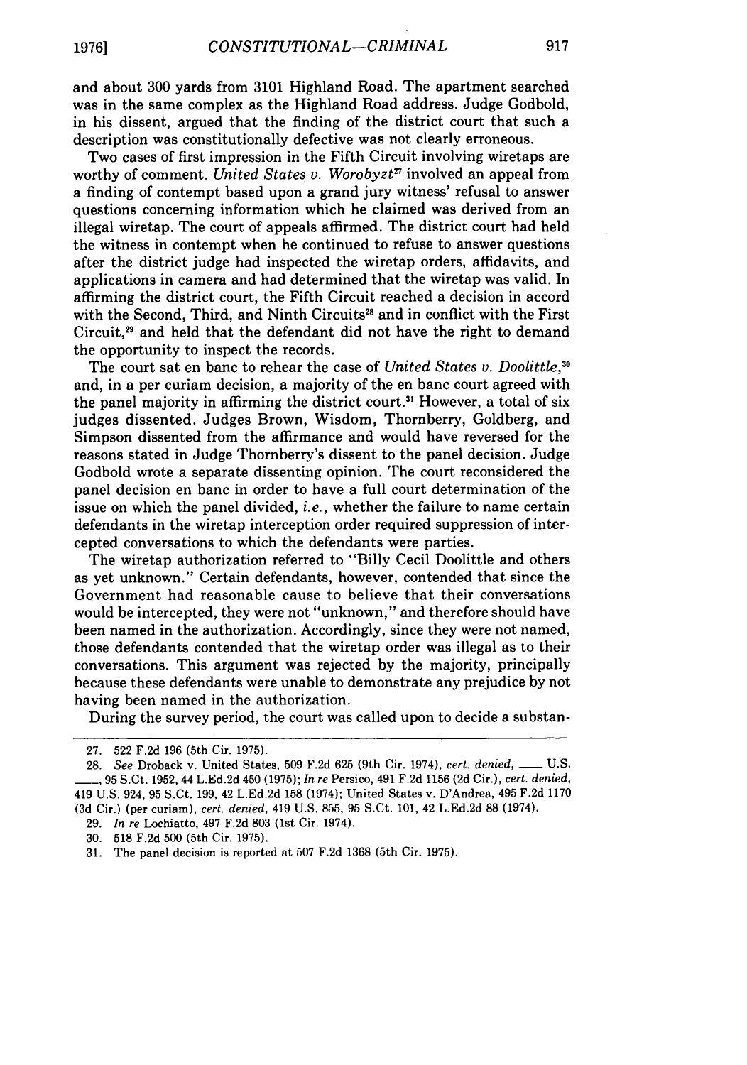and about 300 yards from 3101 Highland Road. The apartment searched was in the same complex as the Highland Road address. Judge Godbold, in his dissent, argued that the finding of the district court that such a description was constitutionally defective was not clearly erroneous.

Two cases of first impression in the Fifth Circuit involving wiretaps are worthy of comment. *United States v. Worobyzt*[27] involved an appeal from a finding of contempt based upon a grand jury witness' refusal to answer questions concerning information which he claimed was derived from an illegal wiretap. The court of appeals affirmed. The district court had held the witness in contempt when he continued to refuse to answer questions after the district judge had inspected the wiretap orders, affidavits, and applications in camera and had determined that the wiretap was valid. In affirming the district court, the Fifth Circuit reached a decision in accord with the Second, Third, and Ninth Circuits[28] and in conflict with the First Circuit,[29] and held that the defendant did not have the right to demand the opportunity to inspect the records.

The court sat en banc to rehear the case of *United States v. Doolittle*,[30] and, in a per curiam decision, a majority of the en banc court agreed with the panel majority in affirming the district court.[31] However, a total of six judges dissented. Judges Brown, Wisdom, Thornberry, Goldberg, and Simpson dissented from the affirmance and would have reversed for the reasons stated in Judge Thornberry's dissent to the panel decision. Judge Godbold wrote a separate dissenting opinion. The court reconsidered the panel decision en banc in order to have a full court determination of the issue on which the panel divided, *i.e.*, whether the failure to name certain defendants in the wiretap interception order required suppression of intercepted conversations to which the defendants were parties.

The wiretap authorization referred to "Billy Cecil Doolittle and others as yet unknown." Certain defendants, however, contended that since the Government had reasonable cause to believe that their conversations would be intercepted, they were not "unknown," and therefore should have been named in the authorization. Accordingly, since they were not named, those defendants contended that the wiretap order was illegal as to their conversations. This argument was rejected by the majority, principally because these defendants were unable to demonstrate any prejudice by not having been named in the authorization.

During the survey period, the court was called upon to decide a substan-

---

27. 522 F.2d 196 (5th Cir. 1975).

28. *See* Droback v. United States, 509 F.2d 625 (9th Cir. 1974), *cert. denied*, \_\_\_ U.S. \_\_\_, 95 S.Ct. 1952, 44 L.Ed.2d 450 (1975); *In re* Persico, 491 F.2d 1156 (2d Cir.), *cert. denied*, 419 U.S. 924, 95 S.Ct. 199, 42 L.Ed.2d 158 (1974); United States v. D'Andrea, 495 F.2d 1170 (3d Cir.) (per curiam), *cert. denied*, 419 U.S. 855, 95 S.Ct. 101, 42 L.Ed.2d 88 (1974).

29. *In re* Lochiatto, 497 F.2d 803 (1st Cir. 1974).

30. 518 F.2d 500 (5th Cir. 1975).

31. The panel decision is reported at 507 F.2d 1368 (5th Cir. 1975).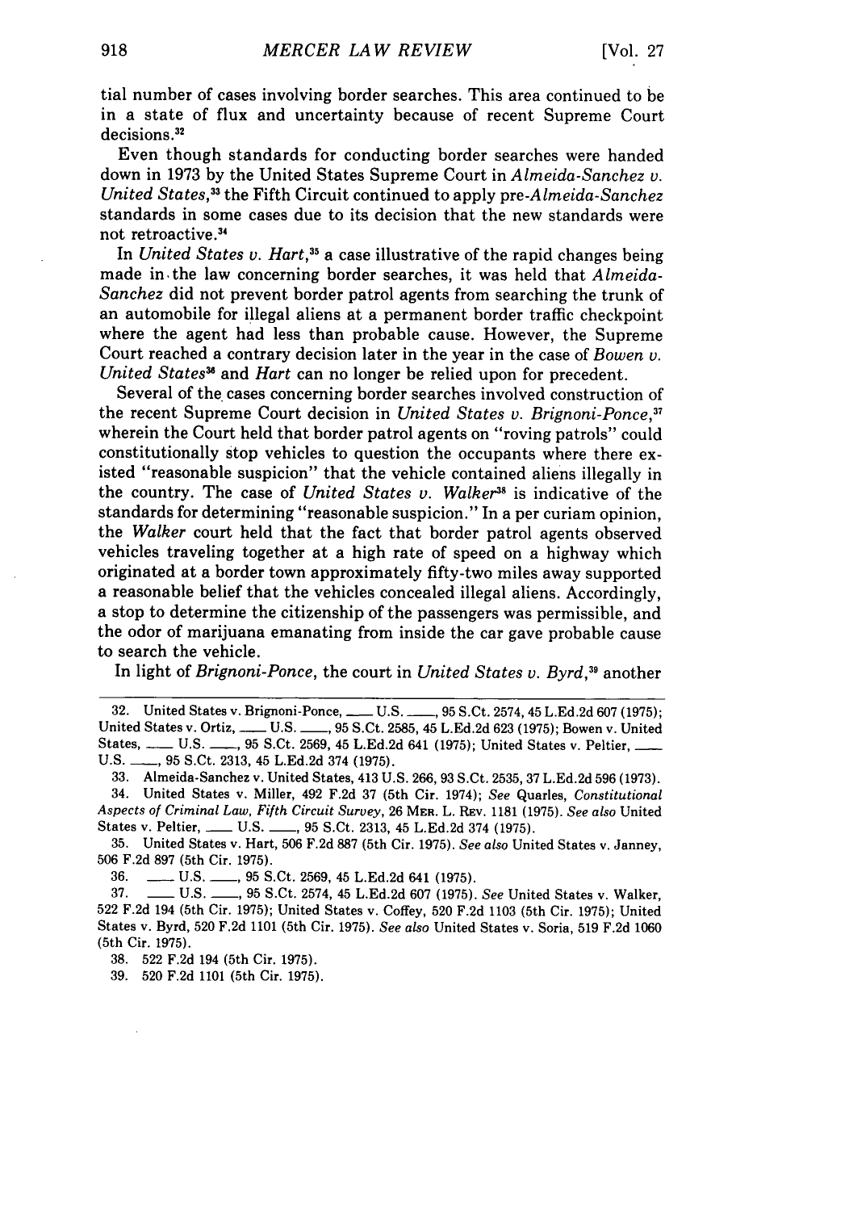tial number of cases involving border searches. This area continued to be in a state of flux and uncertainty because of recent Supreme Court decisions.[32]

Even though standards for conducting border searches were handed down in 1973 by the United States Supreme Court in *Almeida-Sanchez v. United States*,[33] the Fifth Circuit continued to apply pre-*Almeida-Sanchez* standards in some cases due to its decision that the new standards were not retroactive.[34]

In *United States v. Hart*,[35] a case illustrative of the rapid changes being made in the law concerning border searches, it was held that *Almeida-Sanchez* did not prevent border patrol agents from searching the trunk of an automobile for illegal aliens at a permanent border traffic checkpoint where the agent had less than probable cause. However, the Supreme Court reached a contrary decision later in the year in the case of *Bowen v. United States*[36] and *Hart* can no longer be relied upon for precedent.

Several of the cases concerning border searches involved construction of the recent Supreme Court decision in *United States v. Brignoni-Ponce*,[37] wherein the Court held that border patrol agents on "roving patrols" could constitutionally stop vehicles to question the occupants where there existed "reasonable suspicion" that the vehicle contained aliens illegally in the country. The case of *United States v. Walker*[38] is indicative of the standards for determining "reasonable suspicion." In a per curiam opinion, the *Walker* court held that the fact that border patrol agents observed vehicles traveling together at a high rate of speed on a highway which originated at a border town approximately fifty-two miles away supported a reasonable belief that the vehicles concealed illegal aliens. Accordingly, a stop to determine the citizenship of the passengers was permissible, and the odor of marijuana emanating from inside the car gave probable cause to search the vehicle.

In light of *Brignoni-Ponce*, the court in *United States v. Byrd*,[39] another

---

32. United States v. Brignoni-Ponce, ___ U.S. ___, 95 S.Ct. 2574, 45 L.Ed.2d 607 (1975); United States v. Ortiz, ___ U.S. ___, 95 S.Ct. 2585, 45 L.Ed.2d 623 (1975); Bowen v. United States, ___ U.S. ___, 95 S.Ct. 2569, 45 L.Ed.2d 641 (1975); United States v. Peltier, ___ U.S. ___, 95 S.Ct. 2313, 45 L.Ed.2d 374 (1975).

33. Almeida-Sanchez v. United States, 413 U.S. 266, 93 S.Ct. 2535, 37 L.Ed.2d 596 (1973).

34. United States v. Miller, 492 F.2d 37 (5th Cir. 1974); *See* Quarles, *Constitutional Aspects of Criminal Law, Fifth Circuit Survey*, 26 MER. L. REV. 1181 (1975). *See also* United States v. Peltier, ___ U.S. ___, 95 S.Ct. 2313, 45 L.Ed.2d 374 (1975).

35. United States v. Hart, 506 F.2d 887 (5th Cir. 1975). *See also* United States v. Janney, 506 F.2d 897 (5th Cir. 1975).

36. ___ U.S. ___, 95 S.Ct. 2569, 45 L.Ed.2d 641 (1975).

37. ___ U.S. ___, 95 S.Ct. 2574, 45 L.Ed.2d 607 (1975). *See* United States v. Walker, 522 F.2d 194 (5th Cir. 1975); United States v. Coffey, 520 F.2d 1103 (5th Cir. 1975); United States v. Byrd, 520 F.2d 1101 (5th Cir. 1975). *See also* United States v. Soria, 519 F.2d 1060 (5th Cir. 1975).

38. 522 F.2d 194 (5th Cir. 1975).

39. 520 F.2d 1101 (5th Cir. 1975).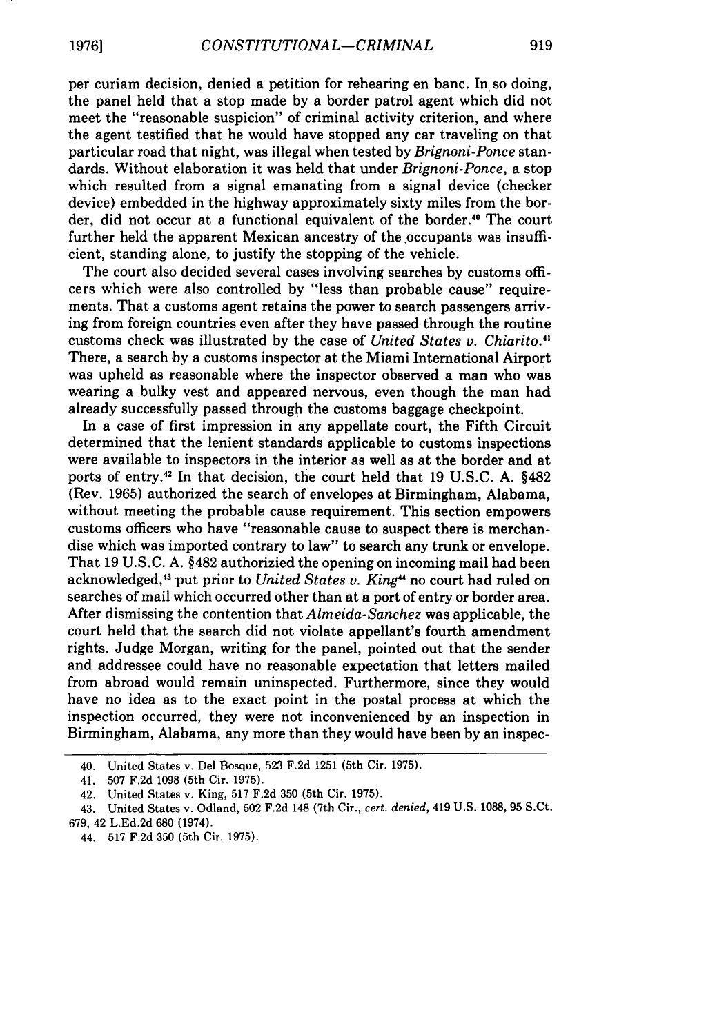per curiam decision, denied a petition for rehearing en banc. In so doing, the panel held that a stop made by a border patrol agent which did not meet the "reasonable suspicion" of criminal activity criterion, and where the agent testified that he would have stopped any car traveling on that particular road that night, was illegal when tested by *Brignoni-Ponce* standards. Without elaboration it was held that under *Brignoni-Ponce*, a stop which resulted from a signal emanating from a signal device (checker device) embedded in the highway approximately sixty miles from the border, did not occur at a functional equivalent of the border.[40] The court further held the apparent Mexican ancestry of the occupants was insufficient, standing alone, to justify the stopping of the vehicle.

The court also decided several cases involving searches by customs officers which were also controlled by "less than probable cause" requirements. That a customs agent retains the power to search passengers arriving from foreign countries even after they have passed through the routine customs check was illustrated by the case of *United States v. Chiarito*.[41] There, a search by a customs inspector at the Miami International Airport was upheld as reasonable where the inspector observed a man who was wearing a bulky vest and appeared nervous, even though the man had already successfully passed through the customs baggage checkpoint.

In a case of first impression in any appellate court, the Fifth Circuit determined that the lenient standards applicable to customs inspections were available to inspectors in the interior as well as at the border and at ports of entry.[42] In that decision, the court held that 19 U.S.C. A. §482 (Rev. 1965) authorized the search of envelopes at Birmingham, Alabama, without meeting the probable cause requirement. This section empowers customs officers who have "reasonable cause to suspect there is merchandise which was imported contrary to law" to search any trunk or envelope. That 19 U.S.C. A. §482 authorizied the opening on incoming mail had been acknowledged,[43] put prior to *United States v. King*[44] no court had ruled on searches of mail which occurred other than at a port of entry or border area. After dismissing the contention that *Almeida-Sanchez* was applicable, the court held that the search did not violate appellant's fourth amendment rights. Judge Morgan, writing for the panel, pointed out that the sender and addressee could have no reasonable expectation that letters mailed from abroad would remain uninspected. Furthermore, since they would have no idea as to the exact point in the postal process at which the inspection occurred, they were not inconvenienced by an inspection in Birmingham, Alabama, any more than they would have been by an inspec-

---

40. United States v. Del Bosque, 523 F.2d 1251 (5th Cir. 1975).

41. 507 F.2d 1098 (5th Cir. 1975).

42. United States v. King, 517 F.2d 350 (5th Cir. 1975).

43. United States v. Odland, 502 F.2d 148 (7th Cir., *cert. denied*, 419 U.S. 1088, 95 S.Ct. 679, 42 L.Ed.2d 680 (1974).

44. 517 F.2d 350 (5th Cir. 1975).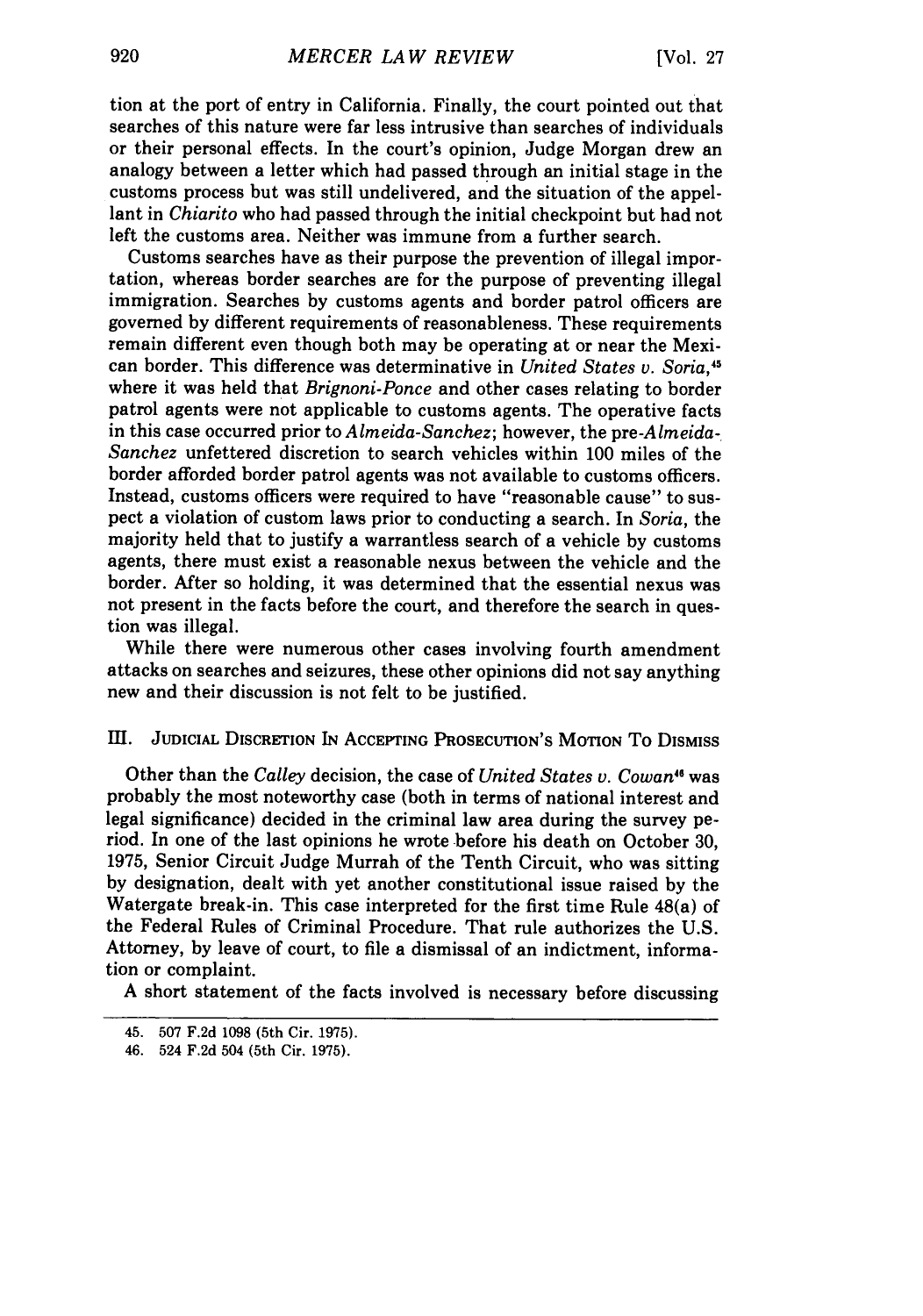tion at the port of entry in California. Finally, the court pointed out that searches of this nature were far less intrusive than searches of individuals or their personal effects. In the court's opinion, Judge Morgan drew an analogy between a letter which had passed through an initial stage in the customs process but was still undelivered, and the situation of the appellant in *Chiarito* who had passed through the initial checkpoint but had not left the customs area. Neither was immune from a further search.

Customs searches have as their purpose the prevention of illegal importation, whereas border searches are for the purpose of preventing illegal immigration. Searches by customs agents and border patrol officers are governed by different requirements of reasonableness. These requirements remain different even though both may be operating at or near the Mexican border. This difference was determinative in *United States v. Soria*,[45] where it was held that *Brignoni-Ponce* and other cases relating to border patrol agents were not applicable to customs agents. The operative facts in this case occurred prior to *Almeida-Sanchez*; however, the pre-*Almeida-Sanchez* unfettered discretion to search vehicles within 100 miles of the border afforded border patrol agents was not available to customs officers. Instead, customs officers were required to have "reasonable cause" to suspect a violation of custom laws prior to conducting a search. In *Soria*, the majority held that to justify a warrantless search of a vehicle by customs agents, there must exist a reasonable nexus between the vehicle and the border. After so holding, it was determined that the essential nexus was not present in the facts before the court, and therefore the search in question was illegal.

While there were numerous other cases involving fourth amendment attacks on searches and seizures, these other opinions did not say anything new and their discussion is not felt to be justified.

## III. Judicial Discretion In Accepting Prosecution's Motion To Dismiss

Other than the *Calley* decision, the case of *United States v. Cowan*[46] was probably the most noteworthy case (both in terms of national interest and legal significance) decided in the criminal law area during the survey period. In one of the last opinions he wrote before his death on October 30, 1975, Senior Circuit Judge Murrah of the Tenth Circuit, who was sitting by designation, dealt with yet another constitutional issue raised by the Watergate break-in. This case interpreted for the first time Rule 48(a) of the Federal Rules of Criminal Procedure. That rule authorizes the U.S. Attorney, by leave of court, to file a dismissal of an indictment, information or complaint.

A short statement of the facts involved is necessary before discussing

---

45. 507 F.2d 1098 (5th Cir. 1975).

46. 524 F.2d 504 (5th Cir. 1975).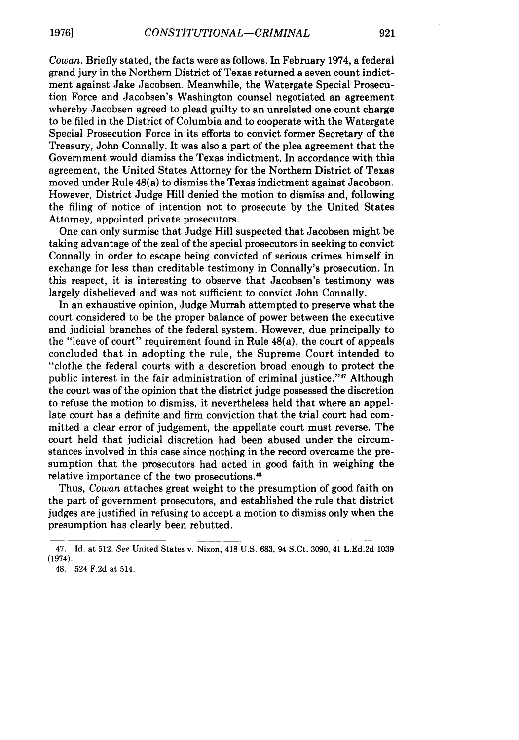*Cowan*. Briefly stated, the facts were as follows. In February 1974, a federal grand jury in the Northern District of Texas returned a seven count indictment against Jake Jacobsen. Meanwhile, the Watergate Special Prosecution Force and Jacobsen's Washington counsel negotiated an agreement whereby Jacobsen agreed to plead guilty to an unrelated one count charge to be filed in the District of Columbia and to cooperate with the Watergate Special Prosecution Force in its efforts to convict former Secretary of the Treasury, John Connally. It was also a part of the plea agreement that the Government would dismiss the Texas indictment. In accordance with this agreement, the United States Attorney for the Northern District of Texas moved under Rule 48(a) to dismiss the Texas indictment against Jacobson. However, District Judge Hill denied the motion to dismiss and, following the filing of notice of intention not to prosecute by the United States Attorney, appointed private prosecutors.

One can only surmise that Judge Hill suspected that Jacobsen might be taking advantage of the zeal of the special prosecutors in seeking to convict Connally in order to escape being convicted of serious crimes himself in exchange for less than creditable testimony in Connally's prosecution. In this respect, it is interesting to observe that Jacobsen's testimony was largely disbelieved and was not sufficient to convict John Connally.

In an exhaustive opinion, Judge Murrah attempted to preserve what the court considered to be the proper balance of power between the executive and judicial branches of the federal system. However, due principally to the "leave of court" requirement found in Rule 48(a), the court of appeals concluded that in adopting the rule, the Supreme Court intended to "clothe the federal courts with a descretion broad enough to protect the public interest in the fair administration of criminal justice."[47] Although the court was of the opinion that the district judge possessed the discretion to refuse the motion to dismiss, it nevertheless held that where an appellate court has a definite and firm conviction that the trial court had committed a clear error of judgement, the appellate court must reverse. The court held that judicial discretion had been abused under the circumstances involved in this case since nothing in the record overcame the presumption that the prosecutors had acted in good faith in weighing the relative importance of the two prosecutions.[48]

Thus, *Cowan* attaches great weight to the presumption of good faith on the part of government prosecutors, and established the rule that district judges are justified in refusing to accept a motion to dismiss only when the presumption has clearly been rebutted.

---

47. Id. at 512. *See* United States v. Nixon, 418 U.S. 683, 94 S.Ct. 3090, 41 L.Ed.2d 1039 (1974).

48. 524 F.2d at 514.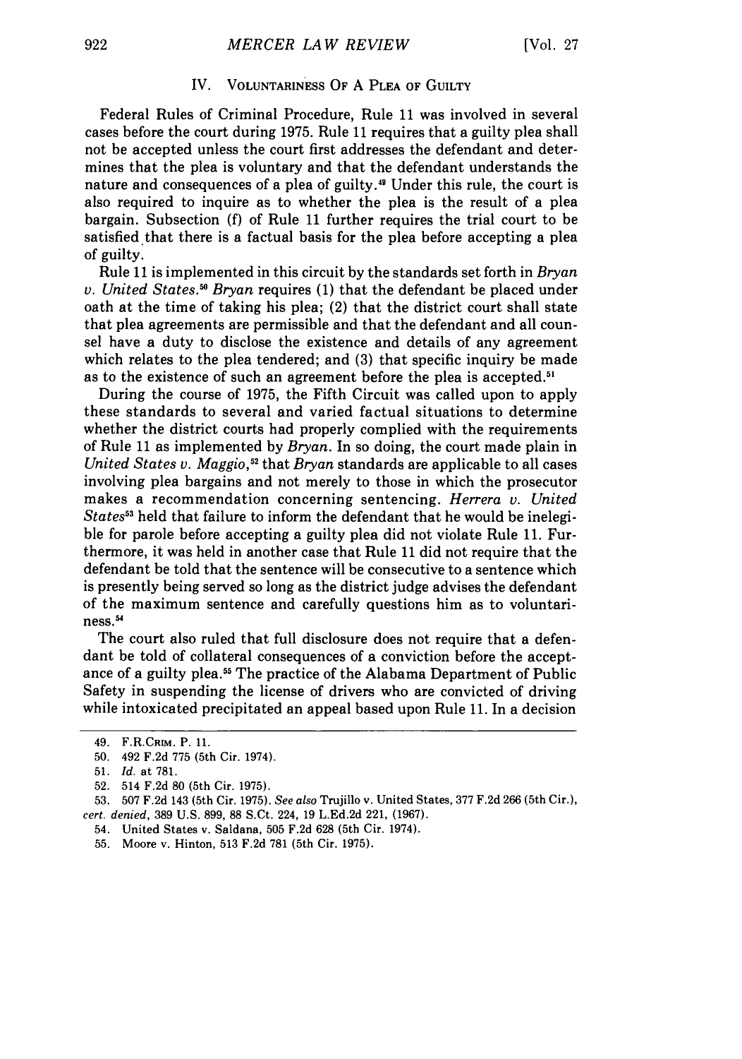## IV. VOLUNTARINESS OF A PLEA OF GUILTY

Federal Rules of Criminal Procedure, Rule 11 was involved in several cases before the court during 1975. Rule 11 requires that a guilty plea shall not be accepted unless the court first addresses the defendant and determines that the plea is voluntary and that the defendant understands the nature and consequences of a plea of guilty.[49] Under this rule, the court is also required to inquire as to whether the plea is the result of a plea bargain. Subsection (f) of Rule 11 further requires the trial court to be satisfied that there is a factual basis for the plea before accepting a plea of guilty.

Rule 11 is implemented in this circuit by the standards set forth in *Bryan v. United States*.[50] *Bryan* requires (1) that the defendant be placed under oath at the time of taking his plea; (2) that the district court shall state that plea agreements are permissible and that the defendant and all counsel have a duty to disclose the existence and details of any agreement which relates to the plea tendered; and (3) that specific inquiry be made as to the existence of such an agreement before the plea is accepted.[51]

During the course of 1975, the Fifth Circuit was called upon to apply these standards to several and varied factual situations to determine whether the district courts had properly complied with the requirements of Rule 11 as implemented by *Bryan*. In so doing, the court made plain in *United States v. Maggio*,[52] that *Bryan* standards are applicable to all cases involving plea bargains and not merely to those in which the prosecutor makes a recommendation concerning sentencing. *Herrera v. United States*[53] held that failure to inform the defendant that he would be inelegible for parole before accepting a guilty plea did not violate Rule 11. Furthermore, it was held in another case that Rule 11 did not require that the defendant be told that the sentence will be consecutive to a sentence which is presently being served so long as the district judge advises the defendant of the maximum sentence and carefully questions him as to voluntariness.[54]

The court also ruled that full disclosure does not require that a defendant be told of collateral consequences of a conviction before the acceptance of a guilty plea.[55] The practice of the Alabama Department of Public Safety in suspending the license of drivers who are convicted of driving while intoxicated precipitated an appeal based upon Rule 11. In a decision

---

49. F.R.CRIM. P. 11.

50. 492 F.2d 775 (5th Cir. 1974).

51. *Id.* at 781.

52. 514 F.2d 80 (5th Cir. 1975).

53. 507 F.2d 143 (5th Cir. 1975). *See also* Trujillo v. United States, 377 F.2d 266 (5th Cir.), *cert. denied*, 389 U.S. 899, 88 S.Ct. 224, 19 L.Ed.2d 221, (1967).

54. United States v. Saldana, 505 F.2d 628 (5th Cir. 1974).

55. Moore v. Hinton, 513 F.2d 781 (5th Cir. 1975).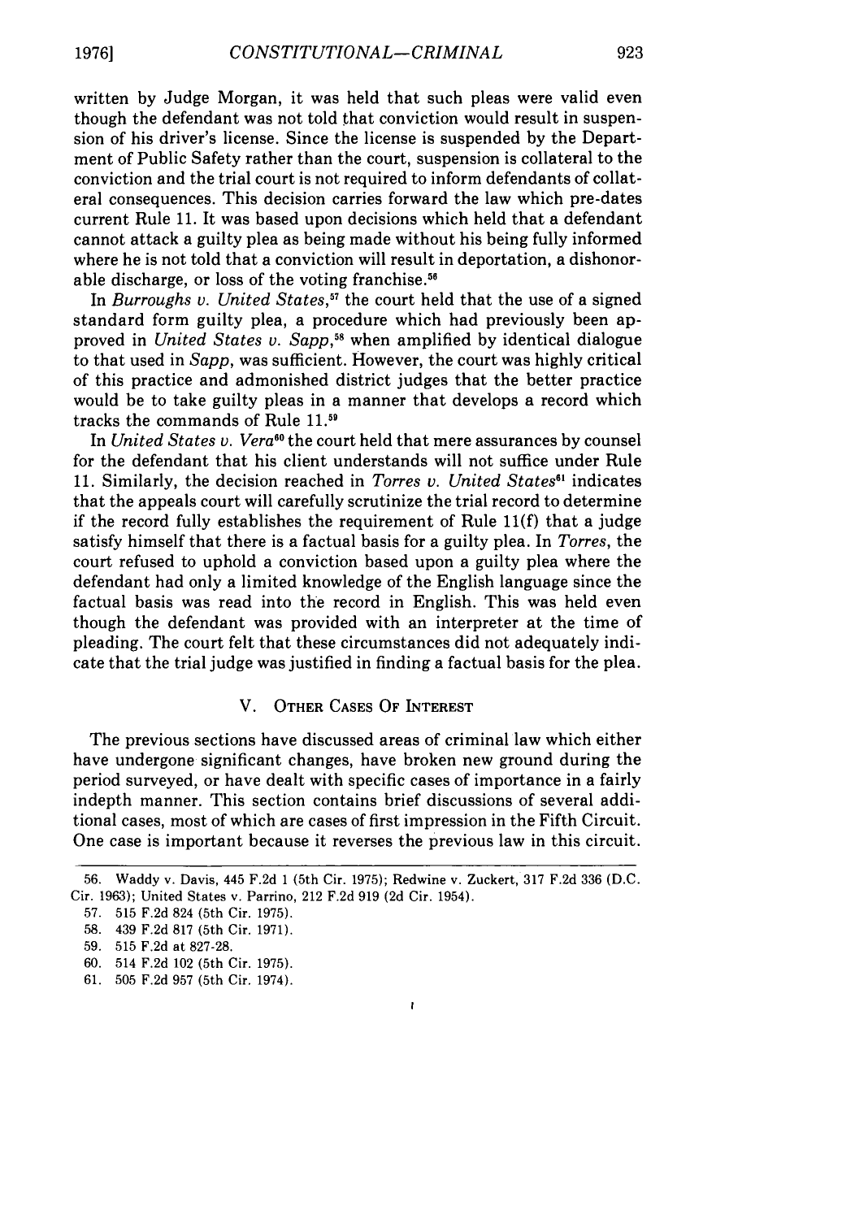written by Judge Morgan, it was held that such pleas were valid even though the defendant was not told that conviction would result in suspension of his driver's license. Since the license is suspended by the Department of Public Safety rather than the court, suspension is collateral to the conviction and the trial court is not required to inform defendants of collateral consequences. This decision carries forward the law which pre-dates current Rule 11. It was based upon decisions which held that a defendant cannot attack a guilty plea as being made without his being fully informed where he is not told that a conviction will result in deportation, a dishonorable discharge, or loss of the voting franchise.[56]

In *Burroughs v. United States*,[57] the court held that the use of a signed standard form guilty plea, a procedure which had previously been approved in *United States v. Sapp*,[58] when amplified by identical dialogue to that used in *Sapp*, was sufficient. However, the court was highly critical of this practice and admonished district judges that the better practice would be to take guilty pleas in a manner that develops a record which tracks the commands of Rule 11.[59]

In *United States v. Vera*[60] the court held that mere assurances by counsel for the defendant that his client understands will not suffice under Rule 11. Similarly, the decision reached in *Torres v. United States*[61] indicates that the appeals court will carefully scrutinize the trial record to determine if the record fully establishes the requirement of Rule 11(f) that a judge satisfy himself that there is a factual basis for a guilty plea. In *Torres*, the court refused to uphold a conviction based upon a guilty plea where the defendant had only a limited knowledge of the English language since the factual basis was read into the record in English. This was held even though the defendant was provided with an interpreter at the time of pleading. The court felt that these circumstances did not adequately indicate that the trial judge was justified in finding a factual basis for the plea.

## V. Other Cases Of Interest

The previous sections have discussed areas of criminal law which either have undergone significant changes, have broken new ground during the period surveyed, or have dealt with specific cases of importance in a fairly indepth manner. This section contains brief discussions of several additional cases, most of which are cases of first impression in the Fifth Circuit. One case is important because it reverses the previous law in this circuit.

---

56. Waddy v. Davis, 445 F.2d 1 (5th Cir. 1975); Redwine v. Zuckert, 317 F.2d 336 (D.C. Cir. 1963); United States v. Parrino, 212 F.2d 919 (2d Cir. 1954).

57. 515 F.2d 824 (5th Cir. 1975).

58. 439 F.2d 817 (5th Cir. 1971).

59. 515 F.2d at 827-28.

60. 514 F.2d 102 (5th Cir. 1975).

61. 505 F.2d 957 (5th Cir. 1974).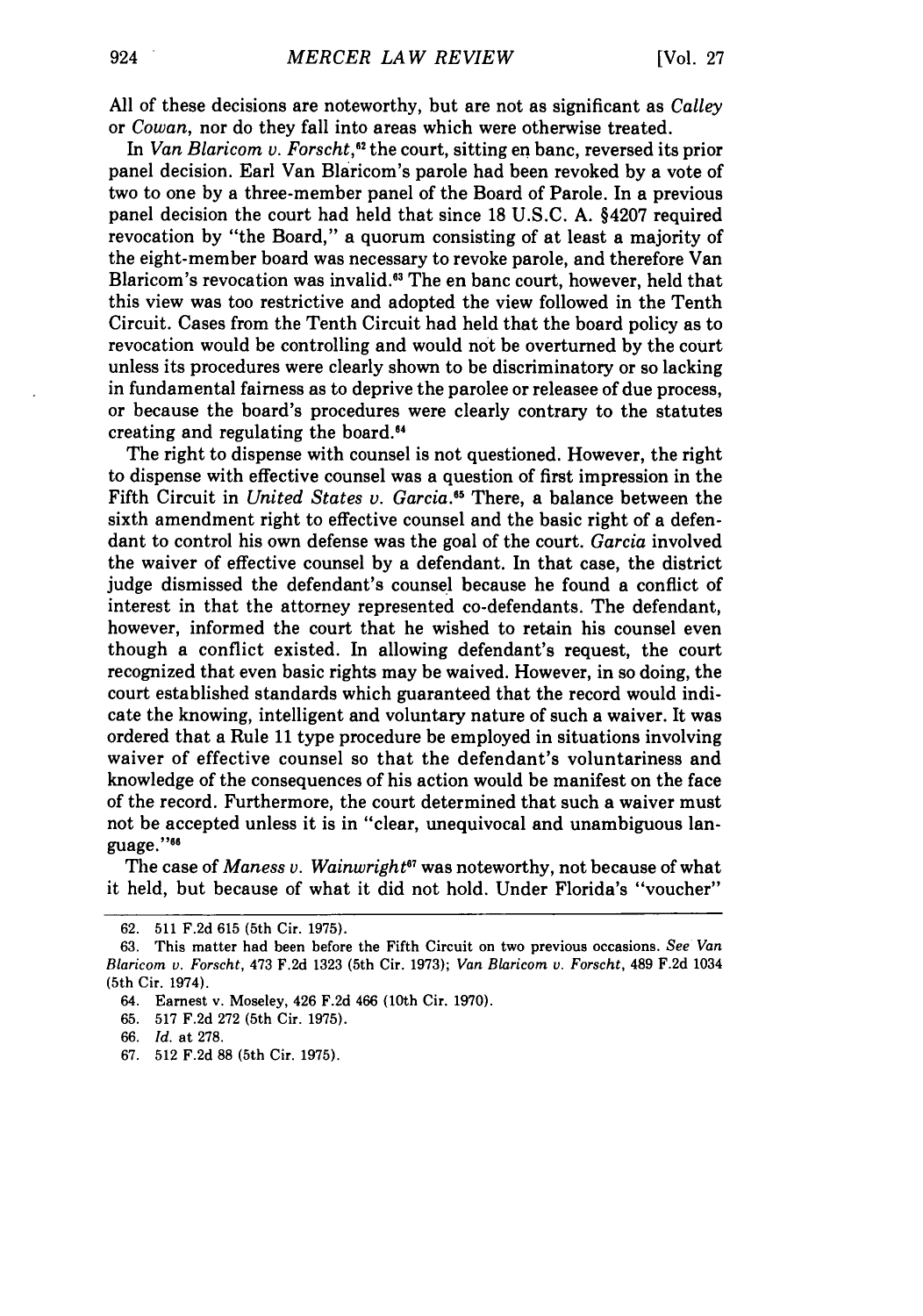All of these decisions are noteworthy, but are not as significant as *Calley* or *Cowan*, nor do they fall into areas which were otherwise treated.

In *Van Blaricom v. Forscht*,[62] the court, sitting en banc, reversed its prior panel decision. Earl Van Blaricom's parole had been revoked by a vote of two to one by a three-member panel of the Board of Parole. In a previous panel decision the court had held that since 18 U.S.C. A. §4207 required revocation by "the Board," a quorum consisting of at least a majority of the eight-member board was necessary to revoke parole, and therefore Van Blaricom's revocation was invalid.[63] The en banc court, however, held that this view was too restrictive and adopted the view followed in the Tenth Circuit. Cases from the Tenth Circuit had held that the board policy as to revocation would be controlling and would not be overturned by the court unless its procedures were clearly shown to be discriminatory or so lacking in fundamental fairness as to deprive the parolee or releasee of due process, or because the board's procedures were clearly contrary to the statutes creating and regulating the board.[64]

The right to dispense with counsel is not questioned. However, the right to dispense with effective counsel was a question of first impression in the Fifth Circuit in *United States v. Garcia*.[65] There, a balance between the sixth amendment right to effective counsel and the basic right of a defendant to control his own defense was the goal of the court. *Garcia* involved the waiver of effective counsel by a defendant. In that case, the district judge dismissed the defendant's counsel because he found a conflict of interest in that the attorney represented co-defendants. The defendant, however, informed the court that he wished to retain his counsel even though a conflict existed. In allowing defendant's request, the court recognized that even basic rights may be waived. However, in so doing, the court established standards which guaranteed that the record would indicate the knowing, intelligent and voluntary nature of such a waiver. It was ordered that a Rule 11 type procedure be employed in situations involving waiver of effective counsel so that the defendant's voluntariness and knowledge of the consequences of his action would be manifest on the face of the record. Furthermore, the court determined that such a waiver must not be accepted unless it is in "clear, unequivocal and unambiguous language."[66]

The case of *Maness v. Wainwright*[67] was noteworthy, not because of what it held, but because of what it did not hold. Under Florida's "voucher"

---

62. 511 F.2d 615 (5th Cir. 1975).

63. This matter had been before the Fifth Circuit on two previous occasions. *See Van Blaricom v. Forscht*, 473 F.2d 1323 (5th Cir. 1973); *Van Blaricom v. Forscht*, 489 F.2d 1034 (5th Cir. 1974).

64. Earnest v. Moseley, 426 F.2d 466 (10th Cir. 1970).

65. 517 F.2d 272 (5th Cir. 1975).

66. *Id.* at 278.

67. 512 F.2d 88 (5th Cir. 1975).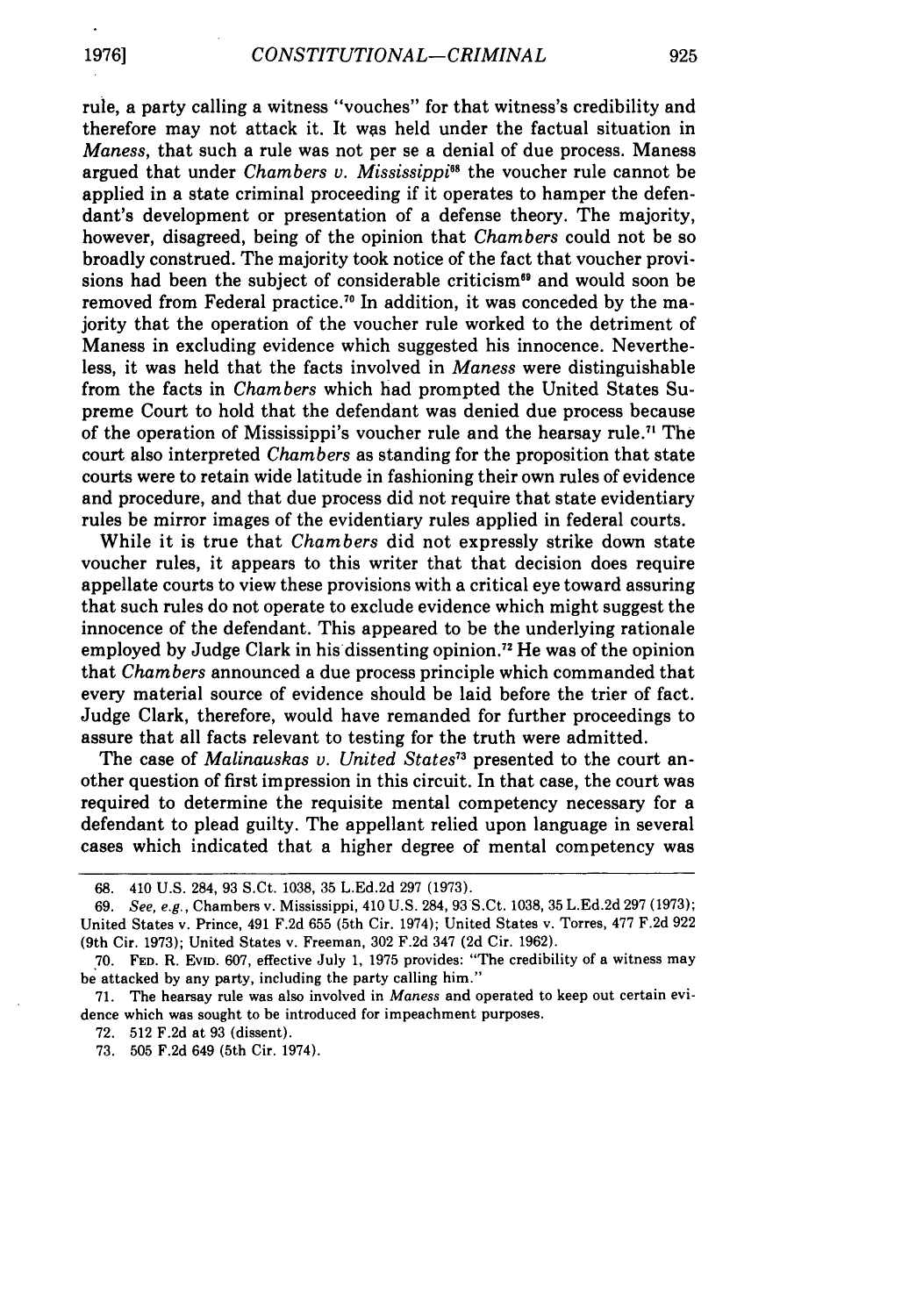rule, a party calling a witness "vouches" for that witness's credibility and therefore may not attack it. It was held under the factual situation in *Maness*, that such a rule was not per se a denial of due process. Maness argued that under *Chambers v. Mississippi*[68] the voucher rule cannot be applied in a state criminal proceeding if it operates to hamper the defendant's development or presentation of a defense theory. The majority, however, disagreed, being of the opinion that *Chambers* could not be so broadly construed. The majority took notice of the fact that voucher provisions had been the subject of considerable criticism[69] and would soon be removed from Federal practice.[70] In addition, it was conceded by the majority that the operation of the voucher rule worked to the detriment of Maness in excluding evidence which suggested his innocence. Nevertheless, it was held that the facts involved in *Maness* were distinguishable from the facts in *Chambers* which had prompted the United States Supreme Court to hold that the defendant was denied due process because of the operation of Mississippi's voucher rule and the hearsay rule.[71] The court also interpreted *Chambers* as standing for the proposition that state courts were to retain wide latitude in fashioning their own rules of evidence and procedure, and that due process did not require that state evidentiary rules be mirror images of the evidentiary rules applied in federal courts.

While it is true that *Chambers* did not expressly strike down state voucher rules, it appears to this writer that that decision does require appellate courts to view these provisions with a critical eye toward assuring that such rules do not operate to exclude evidence which might suggest the innocence of the defendant. This appeared to be the underlying rationale employed by Judge Clark in his dissenting opinion.[72] He was of the opinion that *Chambers* announced a due process principle which commanded that every material source of evidence should be laid before the trier of fact. Judge Clark, therefore, would have remanded for further proceedings to assure that all facts relevant to testing for the truth were admitted.

The case of *Malinauskas v. United States*[73] presented to the court another question of first impression in this circuit. In that case, the court was required to determine the requisite mental competency necessary for a defendant to plead guilty. The appellant relied upon language in several cases which indicated that a higher degree of mental competency was

---

68. 410 U.S. 284, 93 S.Ct. 1038, 35 L.Ed.2d 297 (1973).

69. *See, e.g.*, Chambers v. Mississippi, 410 U.S. 284, 93 S.Ct. 1038, 35 L.Ed.2d 297 (1973); United States v. Prince, 491 F.2d 655 (5th Cir. 1974); United States v. Torres, 477 F.2d 922 (9th Cir. 1973); United States v. Freeman, 302 F.2d 347 (2d Cir. 1962).

70. FED. R. EVID. 607, effective July 1, 1975 provides: "The credibility of a witness may be attacked by any party, including the party calling him."

71. The hearsay rule was also involved in *Maness* and operated to keep out certain evidence which was sought to be introduced for impeachment purposes.

72. 512 F.2d at 93 (dissent).

73. 505 F.2d 649 (5th Cir. 1974).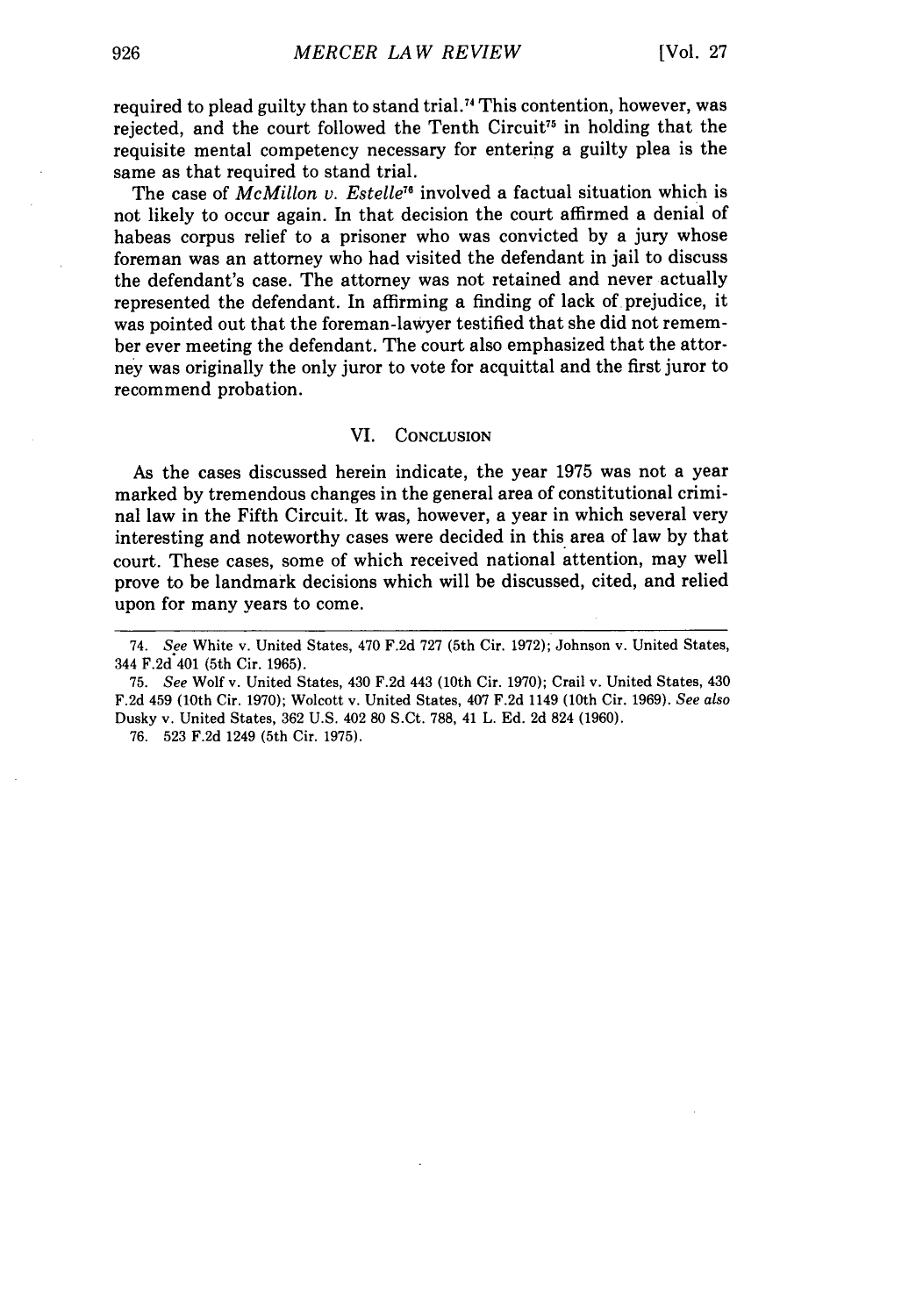required to plead guilty than to stand trial.[74] This contention, however, was rejected, and the court followed the Tenth Circuit[75] in holding that the requisite mental competency necessary for entering a guilty plea is the same as that required to stand trial.

The case of *McMillon v. Estelle*[76] involved a factual situation which is not likely to occur again. In that decision the court affirmed a denial of habeas corpus relief to a prisoner who was convicted by a jury whose foreman was an attorney who had visited the defendant in jail to discuss the defendant's case. The attorney was not retained and never actually represented the defendant. In affirming a finding of lack of prejudice, it was pointed out that the foreman-lawyer testified that she did not remember ever meeting the defendant. The court also emphasized that the attorney was originally the only juror to vote for acquittal and the first juror to recommend probation.

## VI. Conclusion

As the cases discussed herein indicate, the year 1975 was not a year marked by tremendous changes in the general area of constitutional criminal law in the Fifth Circuit. It was, however, a year in which several very interesting and noteworthy cases were decided in this area of law by that court. These cases, some of which received national attention, may well prove to be landmark decisions which will be discussed, cited, and relied upon for many years to come.

---

74. *See* White v. United States, 470 F.2d 727 (5th Cir. 1972); Johnson v. United States, 344 F.2d 401 (5th Cir. 1965).

75. *See* Wolf v. United States, 430 F.2d 443 (10th Cir. 1970); Crail v. United States, 430 F.2d 459 (10th Cir. 1970); Wolcott v. United States, 407 F.2d 1149 (10th Cir. 1969). *See also* Dusky v. United States, 362 U.S. 402 80 S.Ct. 788, 41 L. Ed. 2d 824 (1960).

76. 523 F.2d 1249 (5th Cir. 1975).